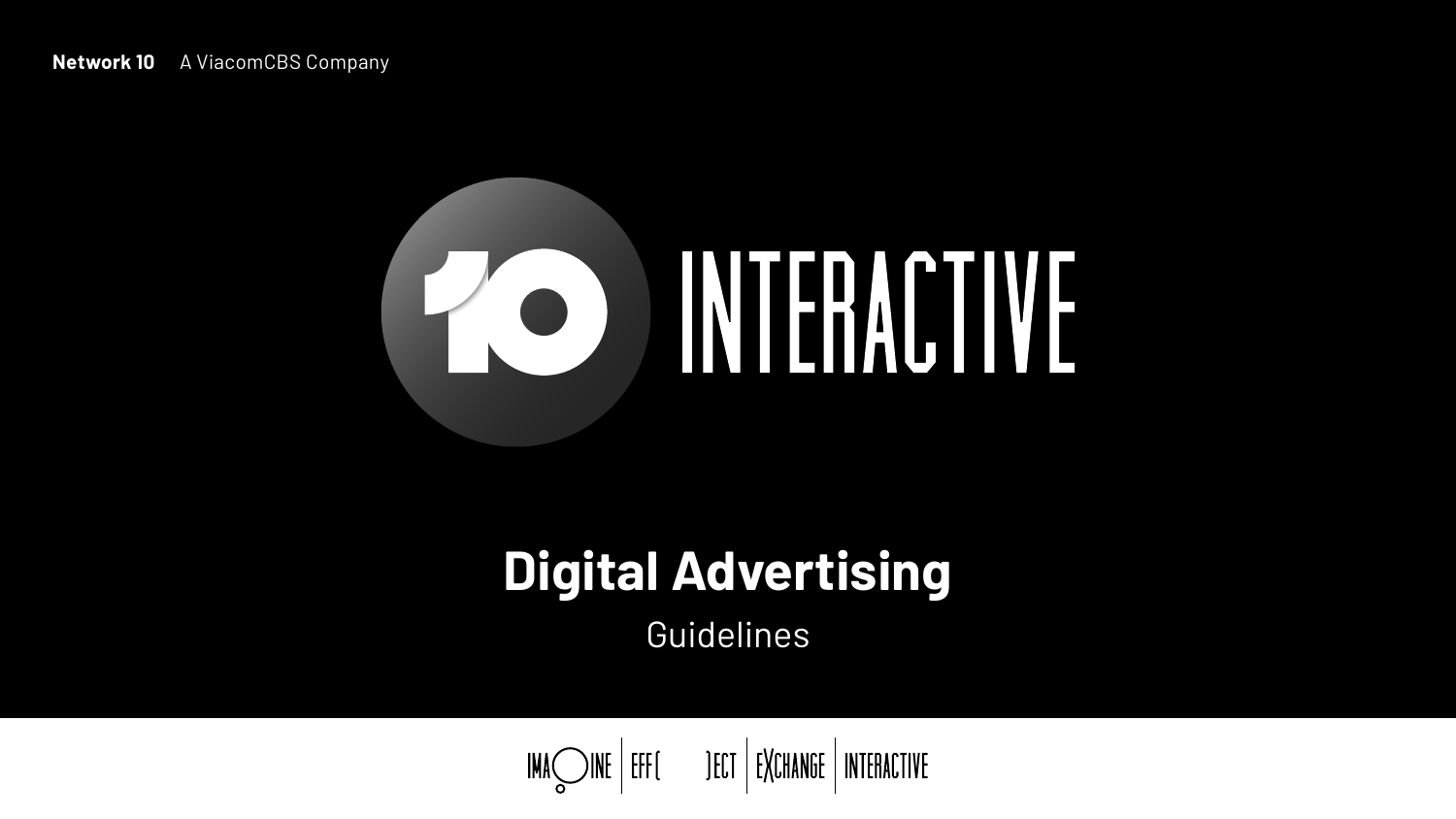**Network 10** A ViacomCBS Company

# 10 INTERACTIVE

## Digital Advertising

Guidelines

IMAGINE | EFFECT | EXCHANGE | INTERACTIVE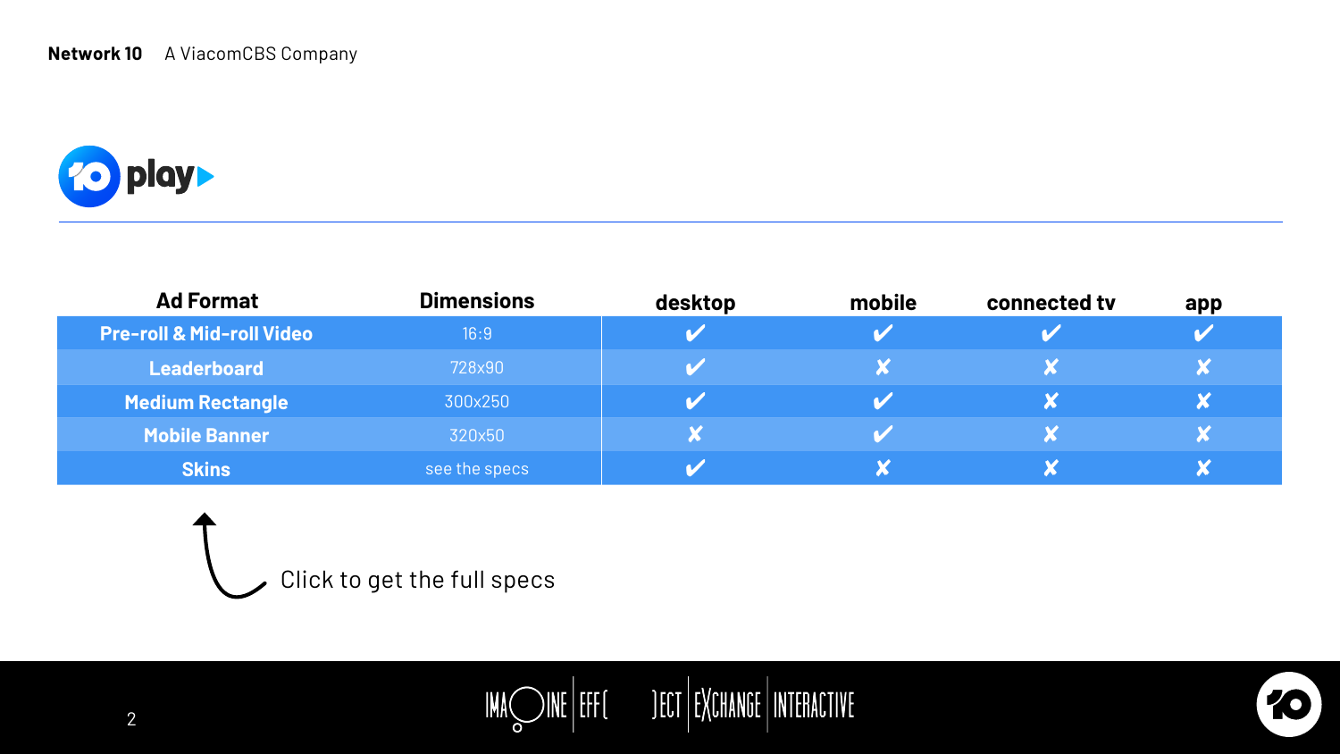Network 10 A ViacomCBS Company

# 10 play

| Ad Format | Dimensions | desktop | mobile | connected tv | app |
|---|---|---|---|---|---|
| Pre-roll & Mid-roll Video | 16:9 | ✔ | ✔ | ✔ | ✔ |
| Leaderboard | 728x90 | ✔ | ✘ | ✘ | ✘ |
| Medium Rectangle | 300x250 | ✔ | ✔ | ✘ | ✘ |
| Mobile Banner | 320x50 | ✘ | ✔ | ✘ | ✘ |
| Skins | see the specs | ✔ | ✘ | ✘ | ✘ |

Click to get the full specs

IMAGINE EFFECT EXCHANGE INTERACTIVE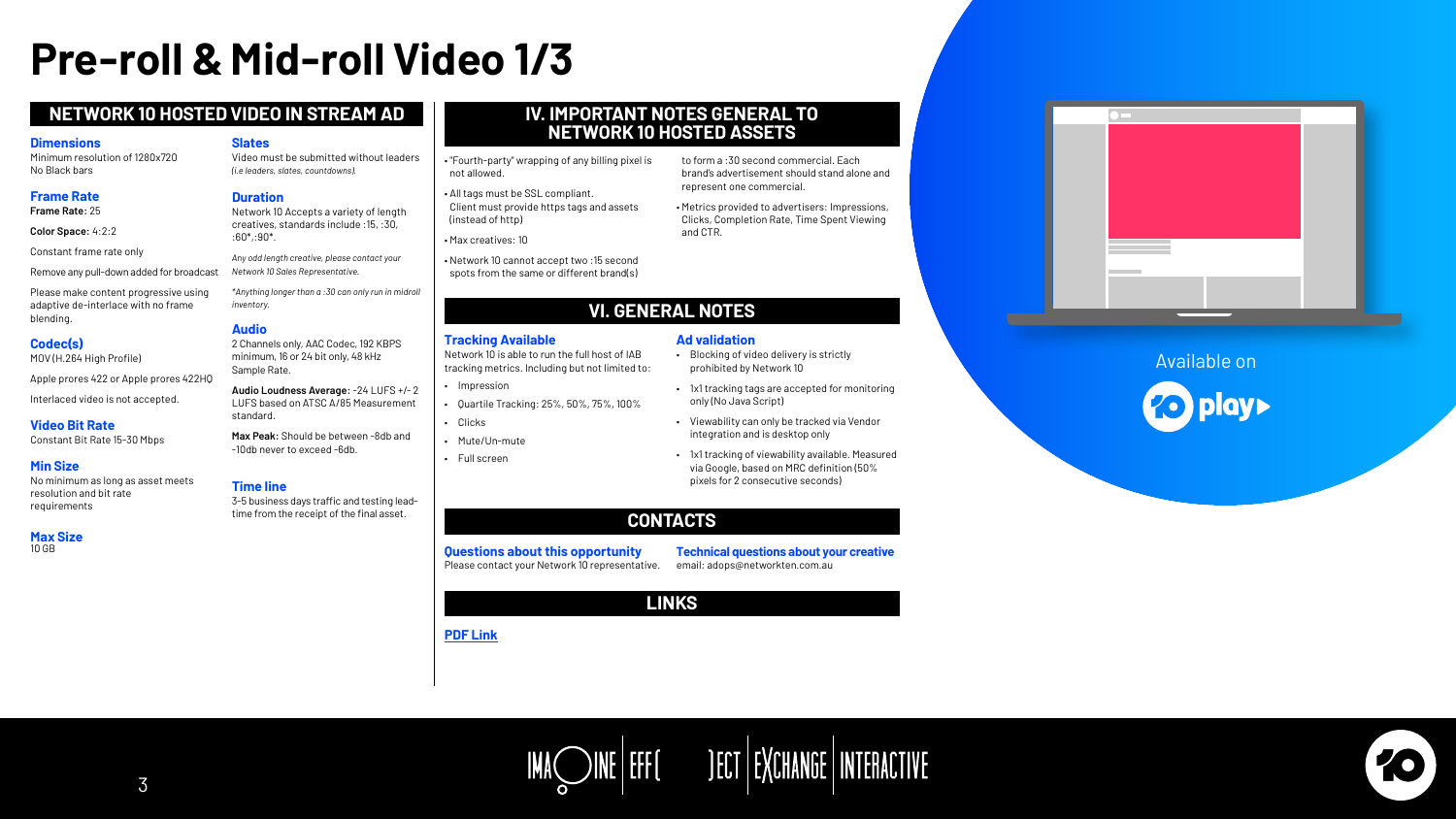# Pre-roll & Mid-roll Video 1/3

## NETWORK 10 HOSTED VIDEO IN STREAM AD

### Dimensions
Minimum resolution of 1280x720
No Black bars

### Frame Rate
**Frame Rate:** 25

**Color Space:** 4:2:2

Constant frame rate only

Remove any pull-down added for broadcast

Please make content progressive using adaptive de-interlace with no frame blending.

### Codec(s)
MOV (H.264 High Profile)

Apple prores 422 or Apple prores 422HQ

Interlaced video is not accepted.

### Video Bit Rate
Constant Bit Rate 15-30 Mbps

### Min Size
No minimum as long as asset meets resolution and bit rate requirements

### Max Size
10 GB

### Slates
Video must be submitted without leaders *(i.e leaders, slates, countdowns).*

### Duration
Network 10 Accepts a variety of length creatives, standards include :15, :30, :60*,:90*.

*Any odd length creative, please contact your Network 10 Sales Representative.*

**Anything longer than a :30 can only run in midroll inventory.*

### Audio
2 Channels only, AAC Codec, 192 KBPS minimum, 16 or 24 bit only, 48 kHz Sample Rate.

**Audio Loudness Average:** -24 LUFS +/- 2 LUFS based on ATSC A/85 Measurement standard.

**Max Peak:** Should be between -8db and -10db never to exceed -6db.

### Time line
3-5 business days traffic and testing lead-time from the receipt of the final asset.

## IV. IMPORTANT NOTES GENERAL TO NETWORK 10 HOSTED ASSETS

- "Fourth-party" wrapping of any billing pixel is not allowed.
- All tags must be SSL compliant. Client must provide https tags and assets (instead of http)
- Max creatives: 10
- Network 10 cannot accept two :15 second spots from the same or different brand(s) to form a :30 second commercial. Each brand's advertisement should stand alone and represent one commercial.
- Metrics provided to advertisers: Impressions, Clicks, Completion Rate, Time Spent Viewing and CTR.

## VI. GENERAL NOTES

### Tracking Available
Network 10 is able to run the full host of IAB tracking metrics. Including but not limited to:

- Impression
- Quartile Tracking: 25%, 50%, 75%, 100%
- Clicks
- Mute/Un-mute
- Full screen

### Ad validation
- Blocking of video delivery is strictly prohibited by Network 10
- 1x1 tracking tags are accepted for monitoring only (No Java Script)
- Viewability can only be tracked via Vendor integration and is desktop only
- 1x1 tracking of viewability available. Measured via Google, based on MRC definition (50% pixels for 2 consecutive seconds)

## CONTACTS

**Questions about this opportunity**
Please contact your Network 10 representative.

**Technical questions about your creative**
email: adops@networkten.com.au

## LINKS

[PDF Link]

Available on 10 play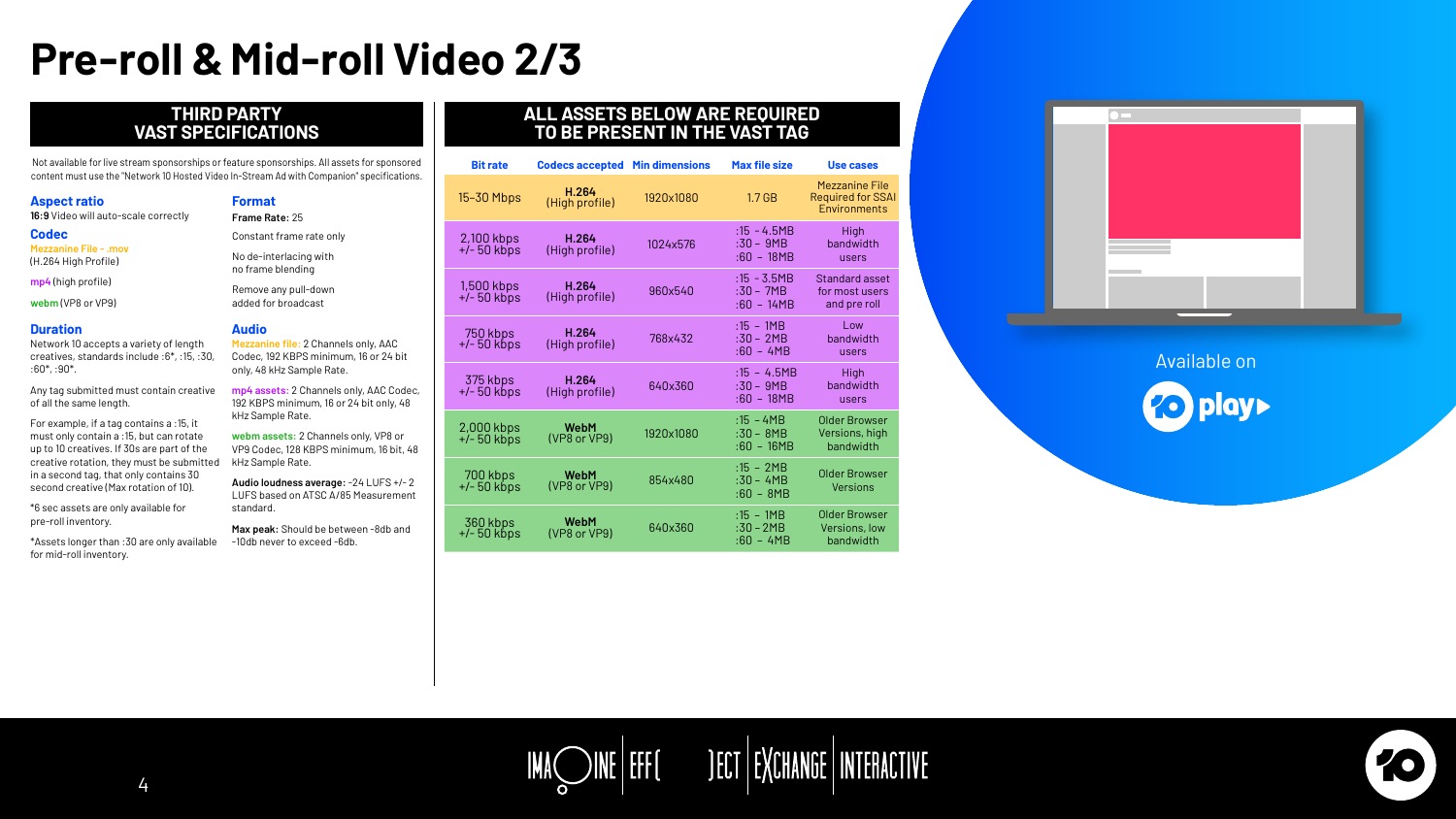# Pre-roll & Mid-roll Video 2/3

## THIRD PARTY VAST SPECIFICATIONS

Not available for live stream sponsorships or feature sponsorships. All assets for sponsored content must use the "Network 10 Hosted Video In-Stream Ad with Companion" specifications.

### Aspect ratio

**16:9** Video will auto-scale correctly

### Codec

Mezzanine File – .mov (H.264 High Profile)

mp4 (high profile)

webm (VP8 or VP9)

### Duration

Network 10 accepts a variety of length creatives, standards include :6*, :15, :30, :60*, :90*.

Any tag submitted must contain creative of all the same length.

For example, if a tag contains a :15, it must only contain a :15, but can rotate up to 10 creatives. If 30s are part of the creative rotation, they must be submitted in a second tag, that only contains 30 second creative (Max rotation of 10).

*6 sec assets are only available for pre-roll inventory.

*Assets longer than :30 are only available for mid-roll inventory.

### Format

**Frame Rate:** 25

Constant frame rate only

No de-interlacing with no frame blending

Remove any pull-down added for broadcast

### Audio

**Mezzanine file:** 2 Channels only, AAC Codec, 192 KBPS minimum, 16 or 24 bit only, 48 kHz Sample Rate.

**mp4 assets:** 2 Channels only, AAC Codec, 192 KBPS minimum, 16 or 24 bit only, 48 kHz Sample Rate.

**webm assets:** 2 Channels only, VP8 or VP9 Codec, 128 KBPS minimum, 16 bit, 48 kHz Sample Rate.

**Audio loudness average:** -24 LUFS +/- 2 LUFS based on ATSC A/85 Measurement standard.

**Max peak:** Should be between -8db and -10db never to exceed -6db.

## ALL ASSETS BELOW ARE REQUIRED TO BE PRESENT IN THE VAST TAG

| Bit rate | Codecs accepted | Min dimensions | Max file size | Use cases |
|---|---|---|---|---|
| 15-30 Mbps | **H.264** (High profile) | 1920x1080 | 1.7 GB | Mezzanine File Required for SSAI Environments |
| 2,100 kbps +/- 50 kbps | **H.264** (High profile) | 1024x576 | :15 - 4.5MB<br>:30 - 9MB<br>:60 - 18MB | High bandwidth users |
| 1,500 kbps +/- 50 kbps | **H.264** (High profile) | 960x540 | :15 - 3.5MB<br>:30 - 7MB<br>:60 - 14MB | Standard asset for most users and pre roll |
| 750 kbps +/- 50 kbps | **H.264** (High profile) | 768x432 | :15 - 1MB<br>:30 - 2MB<br>:60 - 4MB | Low bandwidth users |
| 375 kbps +/- 50 kbps | **H.264** (High profile) | 640x360 | :15 - 4.5MB<br>:30 - 9MB<br>:60 - 18MB | High bandwidth users |
| 2,000 kbps +/- 50 kbps | **WebM** (VP8 or VP9) | 1920x1080 | :15 - 4MB<br>:30 - 8MB<br>:60 - 16MB | Older Browser Versions, high bandwidth |
| 700 kbps +/- 50 kbps | **WebM** (VP8 or VP9) | 854x480 | :15 - 2MB<br>:30 - 4MB<br>:60 - 8MB | Older Browser Versions |
| 360 kbps +/- 50 kbps | **WebM** (VP8 or VP9) | 640x360 | :15 - 1MB<br>:30 - 2MB<br>:60 - 4MB | Older Browser Versions, low bandwidth |

Available on 10 play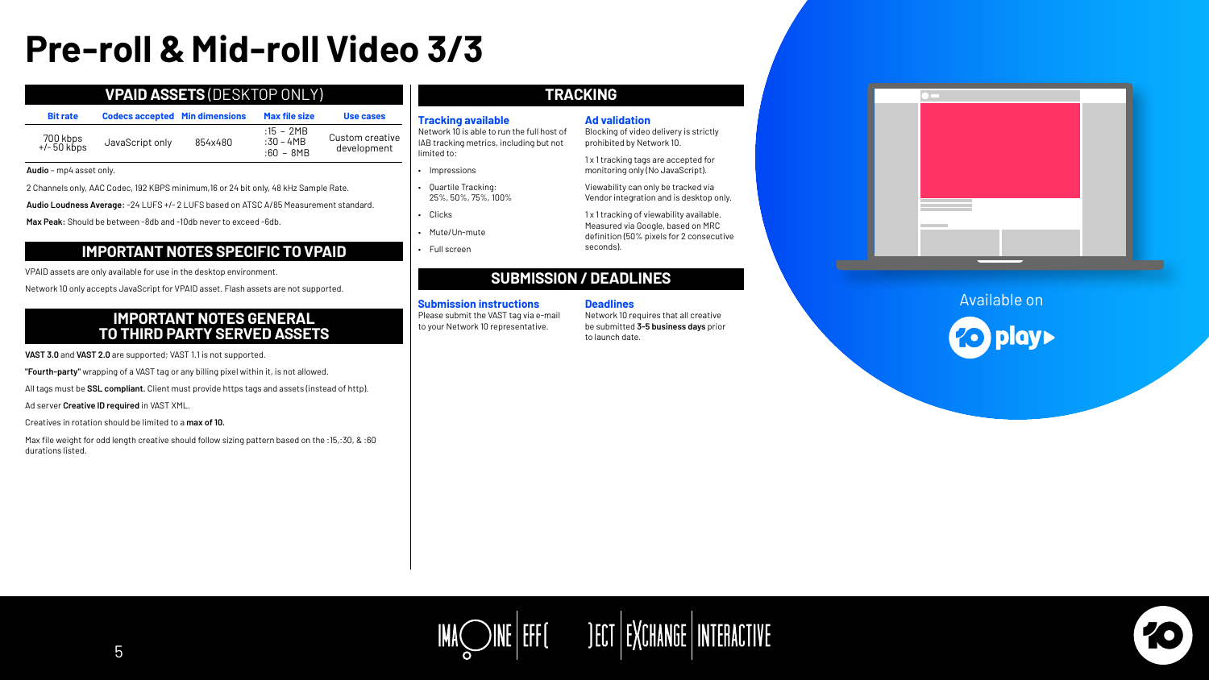# Pre-roll & Mid-roll Video 3/3

## VPAID ASSETS (DESKTOP ONLY)

| Bit rate | Codecs accepted | Min dimensions | Max file size | Use cases |
|---|---|---|---|---|
| 700 kbps +/- 50 kbps | JavaScript only | 854x480 | :15 – 2MB<br>:30 – 4MB<br>:60 – 8MB | Custom creative development |

**Audio** – mp4 asset only.

2 Channels only, AAC Codec, 192 KBPS minimum,16 or 24 bit only, 48 kHz Sample Rate.

**Audio Loudness Average:** -24 LUFS +/- 2 LUFS based on ATSC A/85 Measurement standard.

**Max Peak:** Should be between -8db and -10db never to exceed -6db.

## IMPORTANT NOTES SPECIFIC TO VPAID

VPAID assets are only available for use in the desktop environment.

Network 10 only accepts JavaScript for VPAID asset. Flash assets are not supported.

## IMPORTANT NOTES GENERAL TO THIRD PARTY SERVED ASSETS

**VAST 3.0** and **VAST 2.0** are supported; VAST 1.1 is not supported.

**"Fourth-party"** wrapping of a VAST tag or any billing pixel within it, is not allowed.

All tags must be **SSL compliant.** Client must provide https tags and assets (instead of http).

Ad server **Creative ID required** in VAST XML.

Creatives in rotation should be limited to a **max of 10.**

Max file weight for odd length creative should follow sizing pattern based on the :15, :30, & :60 durations listed.

## TRACKING

### Tracking available

Network 10 is able to run the full host of IAB tracking metrics, including but not limited to:

- Impressions
- Quartile Tracking: 25%, 50%, 75%, 100%
- Clicks
- Mute/Un-mute
- Full screen

### Ad validation

Blocking of video delivery is strictly prohibited by Network 10.

1 x 1 tracking tags are accepted for monitoring only (No JavaScript).

Viewability can only be tracked via Vendor integration and is desktop only.

1 x 1 tracking of viewability available. Measured via Google, based on MRC definition (50% pixels for 2 consecutive seconds).

## SUBMISSION / DEADLINES

### Submission instructions

Please submit the VAST tag via e-mail to your Network 10 representative.

### Deadlines

Network 10 requires that all creative be submitted **3-5 business days** prior to launch date.

Available on 10 play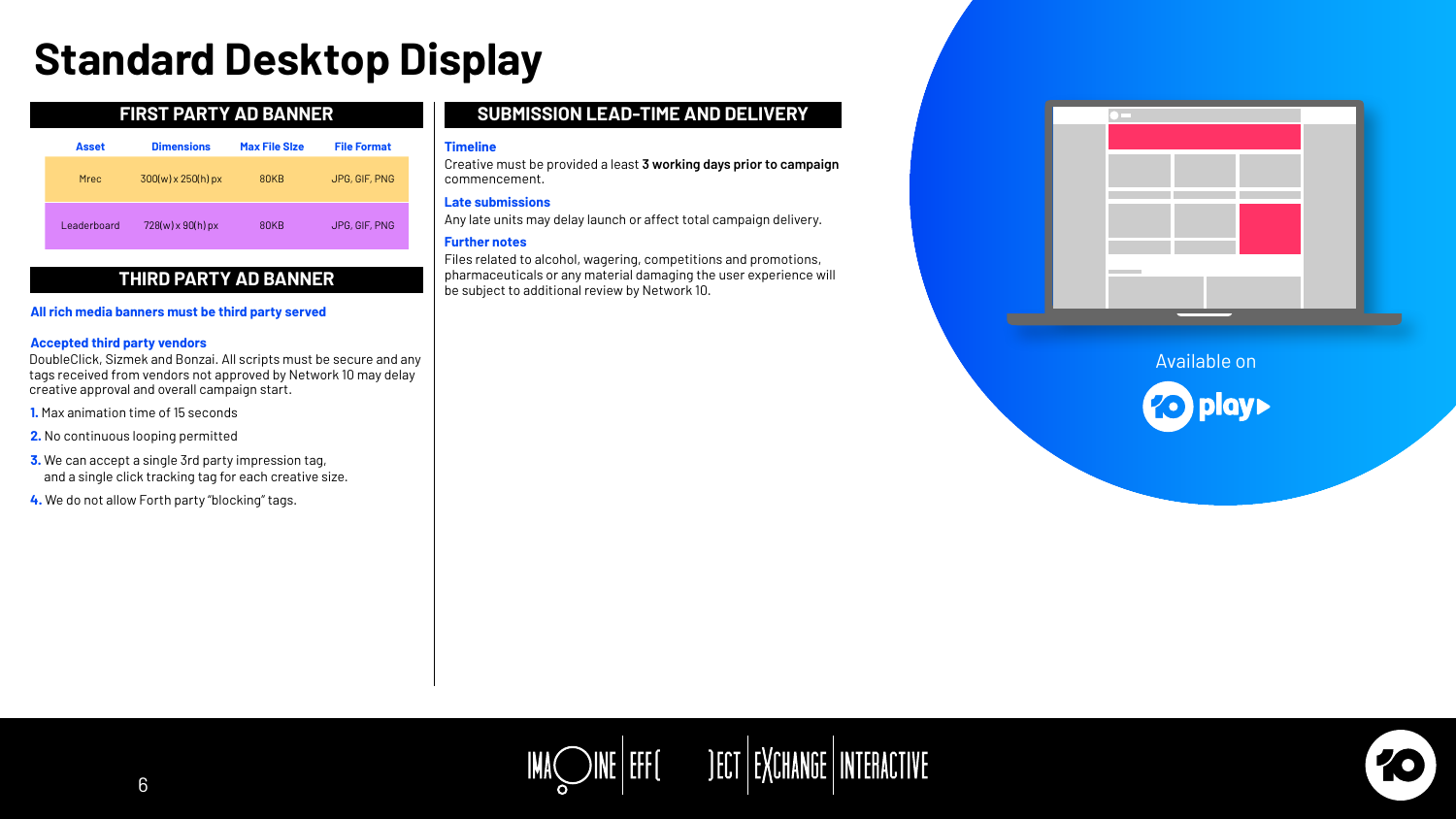# Standard Desktop Display

## FIRST PARTY AD BANNER

| Asset | Dimensions | Max File Size | File Format |
|---|---|---|---|
| Mrec | 300(w) x 250(h) px | 80KB | JPG, GIF, PNG |
| Leaderboard | 728(w) x 90(h) px | 80KB | JPG, GIF, PNG |

## THIRD PARTY AD BANNER

**All rich media banners must be third party served**

**Accepted third party vendors**

DoubleClick, Sizmek and Bonzai. All scripts must be secure and any tags received from vendors not approved by Network 10 may delay creative approval and overall campaign start.

1. Max animation time of 15 seconds
2. No continuous looping permitted
3. We can accept a single 3rd party impression tag, and a single click tracking tag for each creative size.
4. We do not allow Forth party "blocking" tags.

## SUBMISSION LEAD-TIME AND DELIVERY

**Timeline**

Creative must be provided a least **3 working days prior to campaign** commencement.

**Late submissions**

Any late units may delay launch or affect total campaign delivery.

**Further notes**

Files related to alcohol, wagering, competitions and promotions, pharmaceuticals or any material damaging the user experience will be subject to additional review by Network 10.

Available on

10 play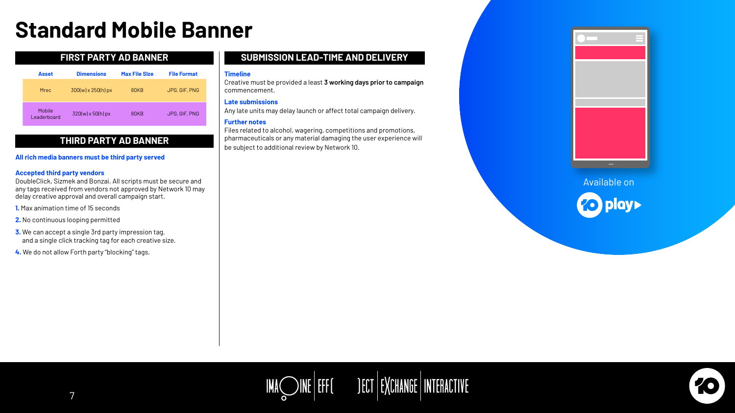# Standard Mobile Banner

## FIRST PARTY AD BANNER

| Asset | Dimensions | Max File SIze | File Format |
|---|---|---|---|
| Mrec | 300(w) x 250(h) px | 80KB | JPG, GIF, PNG |
| Mobile Leaderboard | 320(w) x 50(h) px | 80KB | JPG, GIF, PNG |

## THIRD PARTY AD BANNER

**All rich media banners must be third party served**

**Accepted third party vendors**

DoubleClick, Sizmek and Bonzai. All scripts must be secure and any tags received from vendors not approved by Network 10 may delay creative approval and overall campaign start.

1. Max animation time of 15 seconds
2. No continuous looping permitted
3. We can accept a single 3rd party impression tag, and a single click tracking tag for each creative size.
4. We do not allow Forth party "blocking" tags.

## SUBMISSION LEAD-TIME AND DELIVERY

**Timeline**

Creative must be provided a least **3 working days prior to campaign** commencement.

**Late submissions**

Any late units may delay launch or affect total campaign delivery.

**Further notes**

Files related to alcohol, wagering, competitions and promotions, pharmaceuticals or any material damaging the user experience will be subject to additional review by Network 10.

Available on

10 play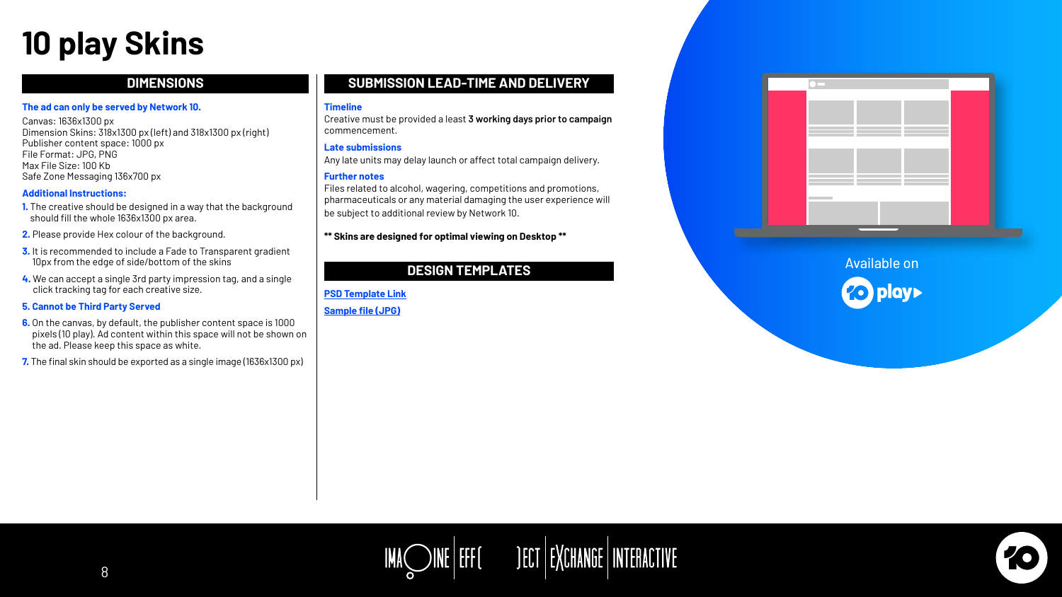# 10 play Skins

## DIMENSIONS

**The ad can only be served by Network 10.**

Canvas: 1636x1300 px
Dimension Skins: 318x1300 px (left) and 318x1300 px (right)
Publisher content space: 1000 px
File Format: JPG, PNG
Max File Size: 100 Kb
Safe Zone Messaging 136x700 px

**Additional Instructions:**

1. The creative should be designed in a way that the background should fill the whole 1636x1300 px area.
2. Please provide Hex colour of the background.
3. It is recommended to include a Fade to Transparent gradient 10px from the edge of side/bottom of the skins
4. We can accept a single 3rd party impression tag, and a single click tracking tag for each creative size.
5. **Cannot be Third Party Served**
6. On the canvas, by default, the publisher content space is 1000 pixels (10 play). Ad content within this space will not be shown on the ad. Please keep this space as white.
7. The final skin should be exported as a single image (1636x1300 px)

## SUBMISSION LEAD-TIME AND DELIVERY

**Timeline**

Creative must be provided a least **3 working days prior to campaign** commencement.

**Late submissions**

Any late units may delay launch or affect total campaign delivery.

**Further notes**

Files related to alcohol, wagering, competitions and promotions, pharmaceuticals or any material damaging the user experience will be subject to additional review by Network 10.

**\*\* Skins are designed for optimal viewing on Desktop \*\***

## DESIGN TEMPLATES

[PSD Template Link]

[Sample file (JPG)]

Available on 10 play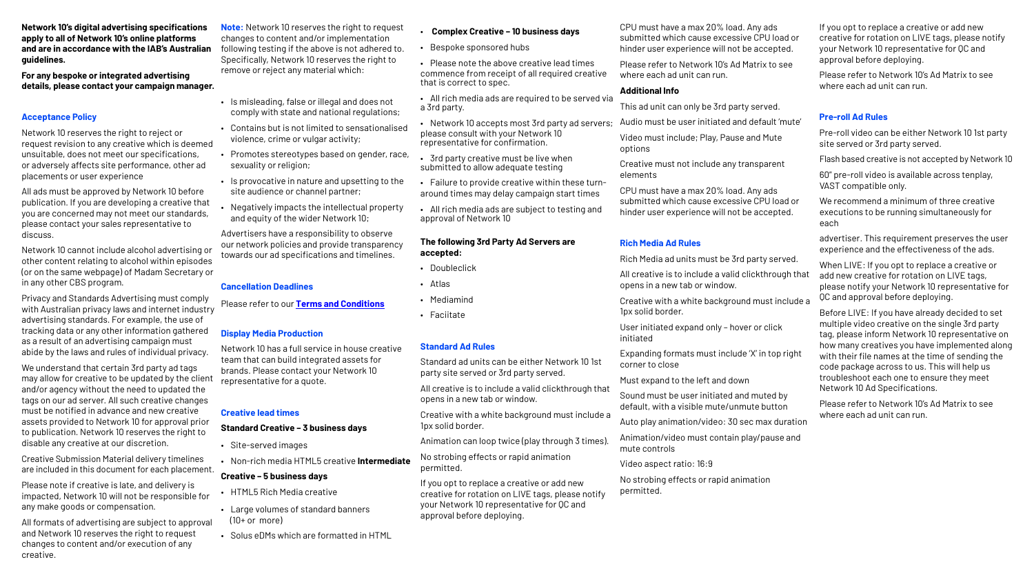**Network 10's digital advertising specifications apply to all of Network 10's online platforms and are in accordance with the IAB's Australian guidelines.**

**For any bespoke or integrated advertising details, please contact your campaign manager.**

## Acceptance Policy

Network 10 reserves the right to reject or request revision to any creative which is deemed unsuitable, does not meet our specifications, or adversely affects site performance, other ad placements or user experience

All ads must be approved by Network 10 before publication. If you are developing a creative that you are concerned may not meet our standards, please contact your sales representative to discuss.

Network 10 cannot include alcohol advertising or other content relating to alcohol within episodes (or on the same webpage) of Madam Secretary or in any other CBS program.

Privacy and Standards Advertising must comply with Australian privacy laws and internet industry advertising standards. For example, the use of tracking data or any other information gathered as a result of an advertising campaign must abide by the laws and rules of individual privacy.

We understand that certain 3rd party ad tags may allow for creative to be updated by the client and/or agency without the need to updated the tags on our ad server. All such creative changes must be notified in advance and new creative assets provided to Network 10 for approval prior to publication. Network 10 reserves the right to disable any creative at our discretion.

Creative Submission Material delivery timelines are included in this document for each placement.

Please note if creative is late, and delivery is impacted, Network 10 will not be responsible for any make goods or compensation.

All formats of advertising are subject to approval and Network 10 reserves the right to request changes to content and/or execution of any creative.

**Note:** Network 10 reserves the right to request changes to content and/or implementation following testing if the above is not adhered to. Specifically, Network 10 reserves the right to remove or reject any material which:

- Is misleading, false or illegal and does not comply with state and national regulations;
- Contains but is not limited to sensationalised violence, crime or vulgar activity;
- Promotes stereotypes based on gender, race, sexuality or religion;
- Is provocative in nature and upsetting to the site audience or channel partner;
- Negatively impacts the intellectual property and equity of the wider Network 10;

Advertisers have a responsibility to observe our network policies and provide transparency towards our ad specifications and timelines.

## Cancellation Deadlines

Please refer to our **Terms and Conditions**

## Display Media Production

Network 10 has a full service in house creative team that can build integrated assets for brands. Please contact your Network 10 representative for a quote.

## Creative lead times

**Standard Creative – 3 business days**

- Site-served images
- Non-rich media HTML5 creative

**Intermediate Creative – 5 business days**

- HTML5 Rich Media creative
- Large volumes of standard banners (10+ or more)
- Solus eDMs which are formatted in HTML

**Complex Creative – 10 business days**

- Bespoke sponsored hubs
- Please note the above creative lead times commence from receipt of all required creative that is correct to spec.
- All rich media ads are required to be served via a 3rd party.
- Network 10 accepts most 3rd party ad servers; please consult with your Network 10 representative for confirmation.
- 3rd party creative must be live when submitted to allow adequate testing
- Failure to provide creative within these turn-around times may delay campaign start times
- All rich media ads are subject to testing and approval of Network 10

**The following 3rd Party Ad Servers are accepted:**

- Doubleclick
- Atlas
- Mediamind
- Faciitate

## Standard Ad Rules

Standard ad units can be either Network 10 1st party site served or 3rd party served.

All creative is to include a valid clickthrough that opens in a new tab or window.

Creative with a white background must include a 1px solid border.

Animation can loop twice (play through 3 times).

No strobing effects or rapid animation permitted.

If you opt to replace a creative or add new creative for rotation on LIVE tags, please notify your Network 10 representative for QC and approval before deploying.

CPU must have a max 20% load. Any ads submitted which cause excessive CPU load or hinder user experience will not be accepted.

Please refer to Network 10's Ad Matrix to see where each ad unit can run.

### Additional Info

This ad unit can only be 3rd party served.

Audio must be user initiated and default 'mute'

Video must include; Play, Pause and Mute options

Creative must not include any transparent elements

CPU must have a max 20% load. Any ads submitted which cause excessive CPU load or hinder user experience will not be accepted.

## Rich Media Ad Rules

Rich Media ad units must be 3rd party served.

All creative is to include a valid clickthrough that opens in a new tab or window.

Creative with a white background must include a 1px solid border.

User initiated expand only – hover or click initiated

Expanding formats must include 'X' in top right corner to close

Must expand to the left and down

Sound must be user initiated and muted by default, with a visible mute/unmute button

Auto play animation/video: 30 sec max duration

Animation/video must contain play/pause and mute controls

Video aspect ratio: 16:9

No strobing effects or rapid animation permitted.

If you opt to replace a creative or add new creative for rotation on LIVE tags, please notify your Network 10 representative for QC and approval before deploying.

Please refer to Network 10's Ad Matrix to see where each ad unit can run.

## Pre-roll Ad Rules

Pre-roll video can be either Network 10 1st party site served or 3rd party served.

Flash based creative is not accepted by Network 10

60" pre-roll video is available across tenplay, VAST compatible only.

We recommend a minimum of three creative executions to be running simultaneously for each

advertiser. This requirement preserves the user experience and the effectiveness of the ads.

When LIVE: If you opt to replace a creative or add new creative for rotation on LIVE tags, please notify your Network 10 representative for QC and approval before deploying.

Before LIVE: If you have already decided to set multiple video creative on the single 3rd party tag, please inform Network 10 representative on how many creatives you have implemented along with their file names at the time of sending the code package across to us. This will help us troubleshoot each one to ensure they meet Network 10 Ad Specifications.

Please refer to Network 10's Ad Matrix to see where each ad unit can run.